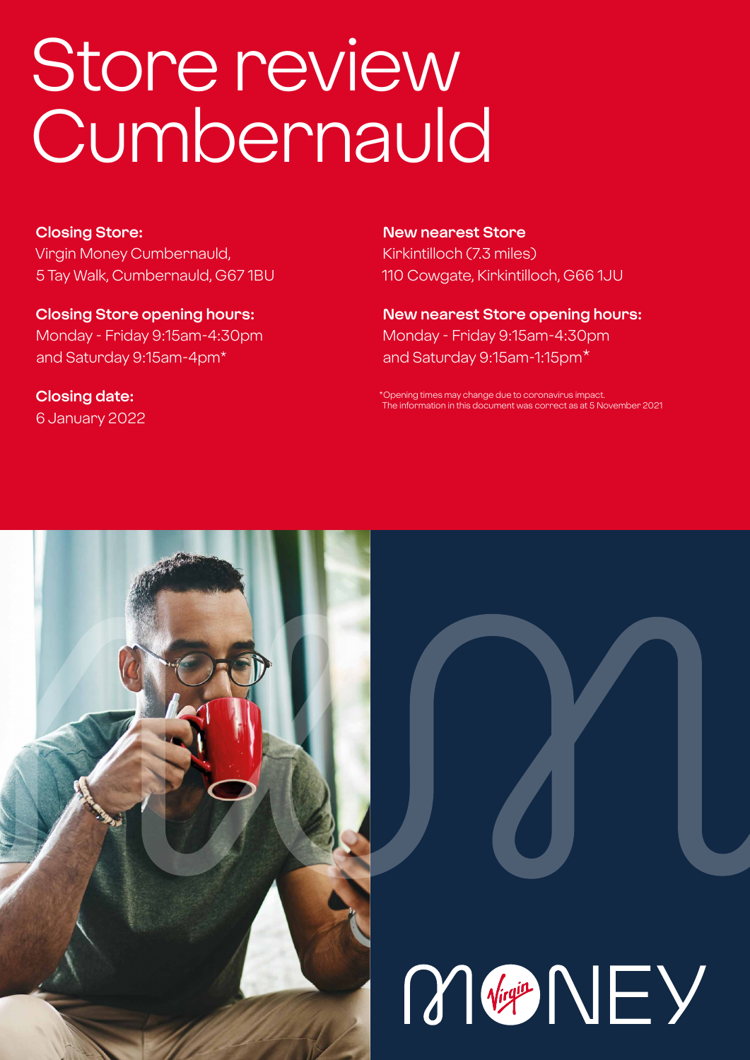# Store review Cumbernauld

**Closing Store:**
Virgin Money Cumbernauld,
5 Tay Walk, Cumbernauld, G67 1BU

**Closing Store opening hours:**
Monday - Friday 9:15am-4:30pm
and Saturday 9:15am-4pm*

**Closing date:**
6 January 2022

**New nearest Store**
Kirkintilloch (7.3 miles)
110 Cowgate, Kirkintilloch, G66 1JU

**New nearest Store opening hours:**
Monday - Friday 9:15am-4:30pm
and Saturday 9:15am-1:15pm*

*Opening times may change due to coronavirus impact.
The information in this document was correct as at 5 November 2021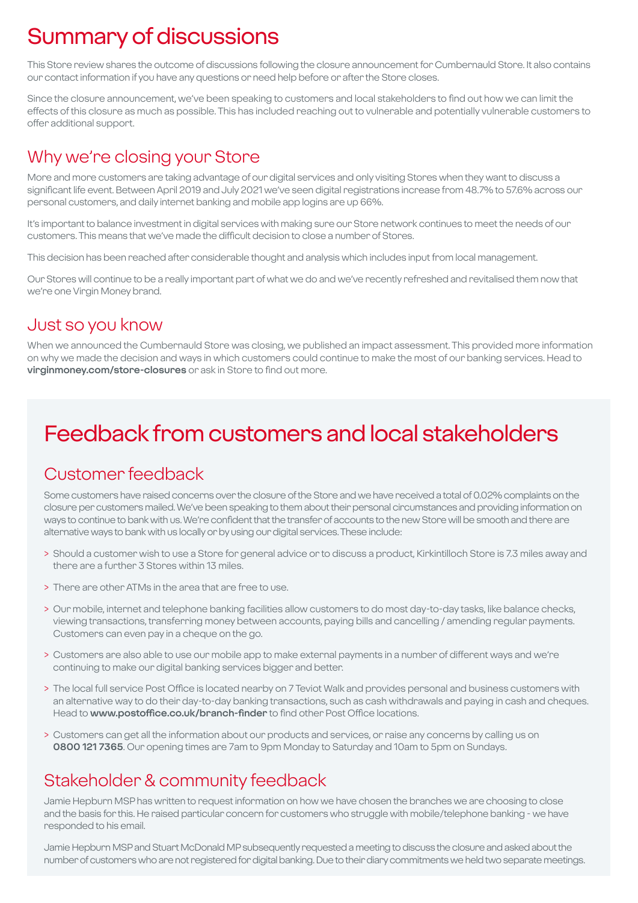# Summary of discussions

This Store review shares the outcome of discussions following the closure announcement for Cumbernauld Store. It also contains our contact information if you have any questions or need help before or after the Store closes.

Since the closure announcement, we've been speaking to customers and local stakeholders to find out how we can limit the effects of this closure as much as possible. This has included reaching out to vulnerable and potentially vulnerable customers to offer additional support.

## Why we're closing your Store

More and more customers are taking advantage of our digital services and only visiting Stores when they want to discuss a significant life event. Between April 2019 and July 2021 we've seen digital registrations increase from 48.7% to 57.6% across our personal customers, and daily internet banking and mobile app logins are up 66%.

It's important to balance investment in digital services with making sure our Store network continues to meet the needs of our customers. This means that we've made the difficult decision to close a number of Stores.

This decision has been reached after considerable thought and analysis which includes input from local management.

Our Stores will continue to be a really important part of what we do and we've recently refreshed and revitalised them now that we're one Virgin Money brand.

## Just so you know

When we announced the Cumbernauld Store was closing, we published an impact assessment. This provided more information on why we made the decision and ways in which customers could continue to make the most of our banking services. Head to **virginmoney.com/store-closures** or ask in Store to find out more.

# Feedback from customers and local stakeholders

## Customer feedback

Some customers have raised concerns over the closure of the Store and we have received a total of 0.02% complaints on the closure per customers mailed. We've been speaking to them about their personal circumstances and providing information on ways to continue to bank with us. We're confident that the transfer of accounts to the new Store will be smooth and there are alternative ways to bank with us locally or by using our digital services. These include:

> Should a customer wish to use a Store for general advice or to discuss a product, Kirkintilloch Store is 7.3 miles away and there are a further 3 Stores within 13 miles.

> There are other ATMs in the area that are free to use.

> Our mobile, internet and telephone banking facilities allow customers to do most day-to-day tasks, like balance checks, viewing transactions, transferring money between accounts, paying bills and cancelling / amending regular payments. Customers can even pay in a cheque on the go.

> Customers are also able to use our mobile app to make external payments in a number of different ways and we're continuing to make our digital banking services bigger and better.

> The local full service Post Office is located nearby on 7 Teviot Walk and provides personal and business customers with an alternative way to do their day-to-day banking transactions, such as cash withdrawals and paying in cash and cheques. Head to **www.postoffice.co.uk/branch-finder** to find other Post Office locations.

> Customers can get all the information about our products and services, or raise any concerns by calling us on **0800 121 7365**. Our opening times are 7am to 9pm Monday to Saturday and 10am to 5pm on Sundays.

## Stakeholder & community feedback

Jamie Hepburn MSP has written to request information on how we have chosen the branches we are choosing to close and the basis for this. He raised particular concern for customers who struggle with mobile/telephone banking - we have responded to his email.

Jamie Hepburn MSP and Stuart McDonald MP subsequently requested a meeting to discuss the closure and asked about the number of customers who are not registered for digital banking. Due to their diary commitments we held two separate meetings.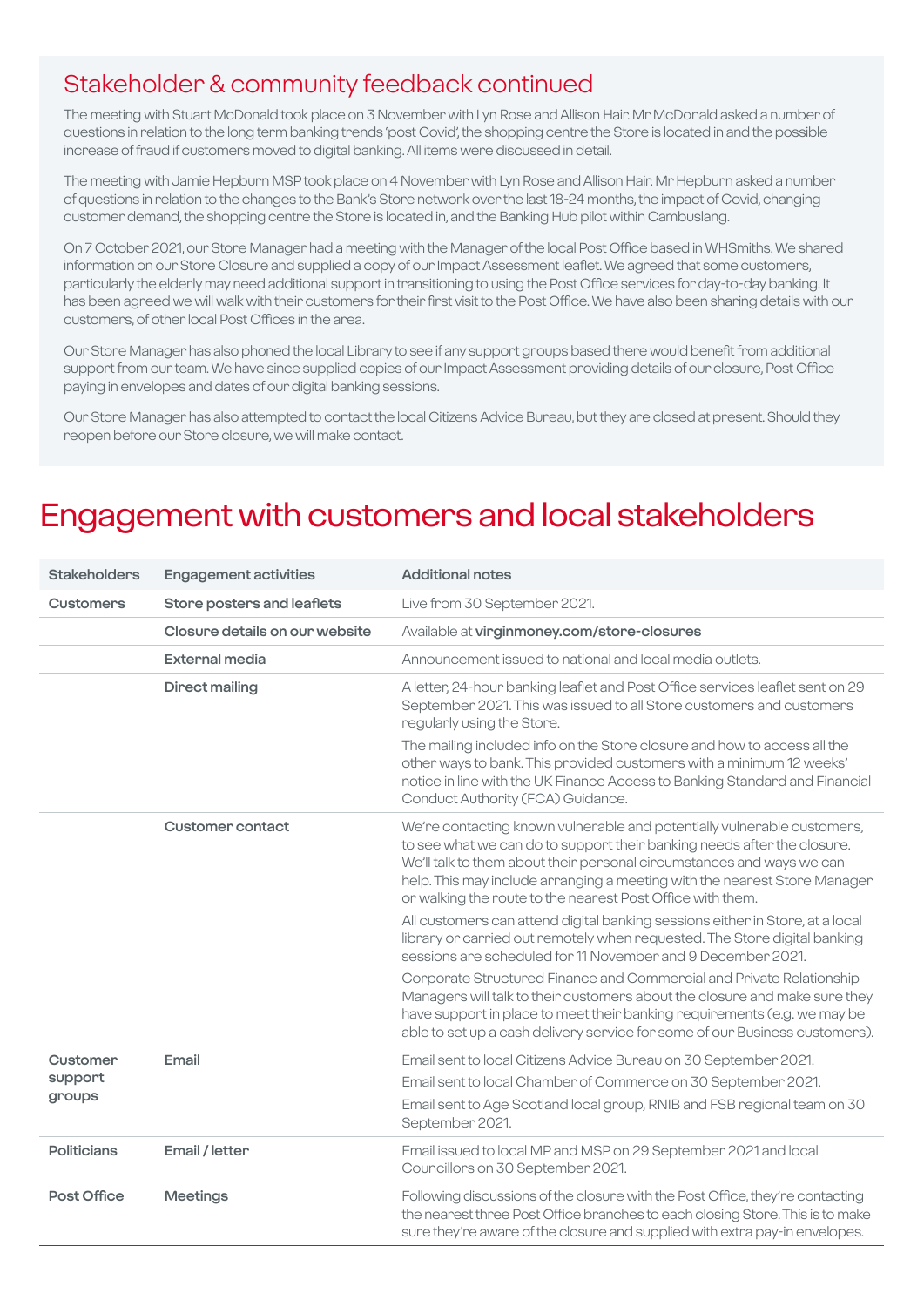## Stakeholder & community feedback continued

The meeting with Stuart McDonald took place on 3 November with Lyn Rose and Allison Hair. Mr McDonald asked a number of questions in relation to the long term banking trends 'post Covid', the shopping centre the Store is located in and the possible increase of fraud if customers moved to digital banking. All items were discussed in detail.

The meeting with Jamie Hepburn MSP took place on 4 November with Lyn Rose and Allison Hair. Mr Hepburn asked a number of questions in relation to the changes to the Bank's Store network over the last 18-24 months, the impact of Covid, changing customer demand, the shopping centre the Store is located in, and the Banking Hub pilot within Cambuslang.

On 7 October 2021, our Store Manager had a meeting with the Manager of the local Post Office based in WHSmiths. We shared information on our Store Closure and supplied a copy of our Impact Assessment leaflet. We agreed that some customers, particularly the elderly may need additional support in transitioning to using the Post Office services for day-to-day banking. It has been agreed we will walk with their customers for their first visit to the Post Office. We have also been sharing details with our customers, of other local Post Offices in the area.

Our Store Manager has also phoned the local Library to see if any support groups based there would benefit from additional support from our team. We have since supplied copies of our Impact Assessment providing details of our closure, Post Office paying in envelopes and dates of our digital banking sessions.

Our Store Manager has also attempted to contact the local Citizens Advice Bureau, but they are closed at present. Should they reopen before our Store closure, we will make contact.

# Engagement with customers and local stakeholders

| Stakeholders | Engagement activities | Additional notes |
|---|---|---|
| **Customers** | **Store posters and leaflets** | Live from 30 September 2021. |
| | **Closure details on our website** | Available at **virginmoney.com/store-closures** |
| | **External media** | Announcement issued to national and local media outlets. |
| | **Direct mailing** | A letter, 24-hour banking leaflet and Post Office services leaflet sent on 29 September 2021. This was issued to all Store customers and customers regularly using the Store.<br><br>The mailing included info on the Store closure and how to access all the other ways to bank. This provided customers with a minimum 12 weeks' notice in line with the UK Finance Access to Banking Standard and Financial Conduct Authority (FCA) Guidance. |
| | **Customer contact** | We're contacting known vulnerable and potentially vulnerable customers, to see what we can do to support their banking needs after the closure. We'll talk to them about their personal circumstances and ways we can help. This may include arranging a meeting with the nearest Store Manager or walking the route to the nearest Post Office with them.<br><br>All customers can attend digital banking sessions either in Store, at a local library or carried out remotely when requested. The Store digital banking sessions are scheduled for 11 November and 9 December 2021.<br><br>Corporate Structured Finance and Commercial and Private Relationship Managers will talk to their customers about the closure and make sure they have support in place to meet their banking requirements (e.g. we may be able to set up a cash delivery service for some of our Business customers). |
| **Customer support groups** | **Email** | Email sent to local Citizens Advice Bureau on 30 September 2021.<br><br>Email sent to local Chamber of Commerce on 30 September 2021.<br><br>Email sent to Age Scotland local group, RNIB and FSB regional team on 30 September 2021. |
| **Politicians** | **Email / letter** | Email issued to local MP and MSP on 29 September 2021 and local Councillors on 30 September 2021. |
| **Post Office** | **Meetings** | Following discussions of the closure with the Post Office, they're contacting the nearest three Post Office branches to each closing Store. This is to make sure they're aware of the closure and supplied with extra pay-in envelopes. |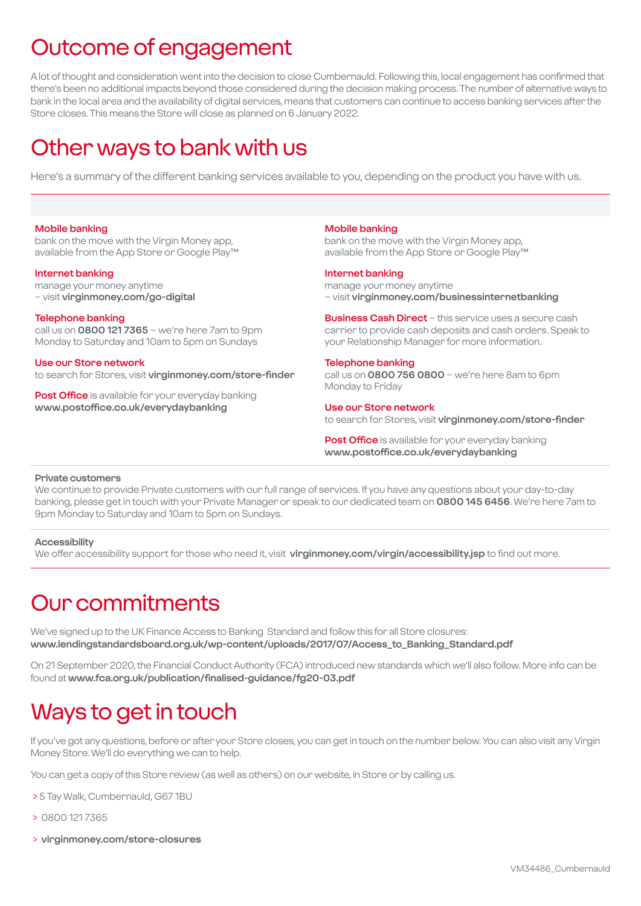# Outcome of engagement

A lot of thought and consideration went into the decision to close Cumbernauld. Following this, local engagement has confirmed that there's been no additional impacts beyond those considered during the decision making process. The number of alternative ways to bank in the local area and the availability of digital services, means that customers can continue to access banking services after the Store closes. This means the Store will close as planned on 6 January 2022.

# Other ways to bank with us

Here's a summary of the different banking services available to you, depending on the product you have with us.

**Mobile banking**
bank on the move with the Virgin Money app, available from the App Store or Google Play™

**Internet banking**
manage your money anytime
– visit **virginmoney.com/go-digital**

**Telephone banking**
call us on **0800 121 7365** – we're here 7am to 9pm Monday to Saturday and 10am to 5pm on Sundays

**Use our Store network**
to search for Stores, visit **virginmoney.com/store-finder**

**Post Office** is available for your everyday banking
**www.postoffice.co.uk/everydaybanking**

**Mobile banking**
bank on the move with the Virgin Money app, available from the App Store or Google Play™

**Internet banking**
manage your money anytime
– visit **virginmoney.com/businessinternetbanking**

**Business Cash Direct** – this service uses a secure cash carrier to provide cash deposits and cash orders. Speak to your Relationship Manager for more information.

**Telephone banking**
call us on **0800 756 0800** – we're here 8am to 6pm Monday to Friday

**Use our Store network**
to search for Stores, visit **virginmoney.com/store-finder**

**Post Office** is available for your everyday banking
**www.postoffice.co.uk/everydaybanking**

**Private customers**
We continue to provide Private customers with our full range of services. If you have any questions about your day-to-day banking, please get in touch with your Private Manager or speak to our dedicated team on **0800 145 6456**. We're here 7am to 9pm Monday to Saturday and 10am to 5pm on Sundays.

**Accessibility**
We offer accessibility support for those who need it, visit **virginmoney.com/virgin/accessibility.jsp** to find out more.

# Our commitments

We've signed up to the UK Finance Access to Banking Standard and follow this for all Store closures:
**www.lendingstandardsboard.org.uk/wp-content/uploads/2017/07/Access_to_Banking_Standard.pdf**

On 21 September 2020, the Financial Conduct Authority (FCA) introduced new standards which we'll also follow. More info can be found at **www.fca.org.uk/publication/finalised-guidance/fg20-03.pdf**

# Ways to get in touch

If you've got any questions, before or after your Store closes, you can get in touch on the number below. You can also visit any Virgin Money Store. We'll do everything we can to help.

You can get a copy of this Store review (as well as others) on our website, in Store or by calling us.

> 5 Tay Walk, Cumbernauld, G67 1BU

> 0800 121 7365

> **virginmoney.com/store-closures**

VM34486_Cumbernauld